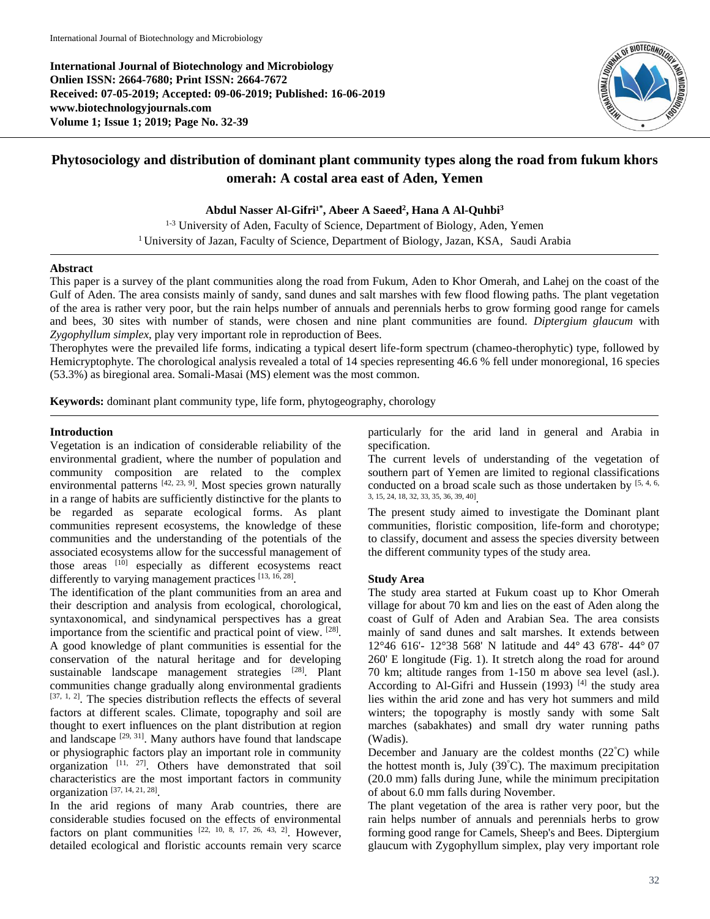International Journal of Biotechnology and Microbiology
Onlien ISSN: 2664-7680; Print ISSN: 2664-7672
Received: 07-05-2019; Accepted: 09-06-2019; Published: 16-06-2019
www.biotechnologyjournals.com
Volume 1; Issue 1; 2019; Page No. 32-39

# Phytosociology and distribution of dominant plant community types along the road from fukum khors omerah: A costal area east of Aden, Yemen

**Abdul Nasser Al-Gifri[1*], Abeer A Saeed[2], Hana A Al-Quhbi[3]**

[1-3] University of Aden, Faculty of Science, Department of Biology, Aden, Yemen
[1] University of Jazan, Faculty of Science, Department of Biology, Jazan, KSA, Saudi Arabia

## Abstract

This paper is a survey of the plant communities along the road from Fukum, Aden to Khor Omerah, and Lahej on the coast of the Gulf of Aden. The area consists mainly of sandy, sand dunes and salt marshes with few flood flowing paths. The plant vegetation of the area is rather very poor, but the rain helps number of annuals and perennials herbs to grow forming good range for camels and bees, 30 sites with number of stands, were chosen and nine plant communities are found. *Diptergium glaucum* with *Zygophyllum simplex*, play very important role in reproduction of Bees.

Therophytes were the prevailed life forms, indicating a typical desert life-form spectrum (chameo-therophytic) type, followed by Hemicryptophyte. The chorological analysis revealed a total of 14 species representing 46.6 % fell under monoregional, 16 species (53.3%) as biregional area. Somali-Masai (MS) element was the most common.

**Keywords:** dominant plant community type, life form, phytogeography, chorology

## Introduction

Vegetation is an indication of considerable reliability of the environmental gradient, where the number of population and community composition are related to the complex environmental patterns [42, 23, 9]. Most species grown naturally in a range of habits are sufficiently distinctive for the plants to be regarded as separate ecological forms. As plant communities represent ecosystems, the knowledge of these communities and the understanding of the potentials of the associated ecosystems allow for the successful management of those areas [10] especially as different ecosystems react differently to varying management practices [13, 16, 28].

The identification of the plant communities from an area and their description and analysis from ecological, chorological, syntaxonomical, and sindynamical perspectives has a great importance from the scientific and practical point of view. [28]. A good knowledge of plant communities is essential for the conservation of the natural heritage and for developing sustainable landscape management strategies [28]. Plant communities change gradually along environmental gradients [37, 1, 2]. The species distribution reflects the effects of several factors at different scales. Climate, topography and soil are thought to exert influences on the plant distribution at region and landscape [29, 31]. Many authors have found that landscape or physiographic factors play an important role in community organization [11, 27]. Others have demonstrated that soil characteristics are the most important factors in community organization [37, 14, 21, 28].

In the arid regions of many Arab countries, there are considerable studies focused on the effects of environmental factors on plant communities [22, 10, 8, 17, 26, 43, 2]. However, detailed ecological and floristic accounts remain very scarce particularly for the arid land in general and Arabia in specification.

The current levels of understanding of the vegetation of southern part of Yemen are limited to regional classifications conducted on a broad scale such as those undertaken by [5, 4, 6, 3, 15, 24, 18, 32, 33, 35, 36, 39, 40].

The present study aimed to investigate the Dominant plant communities, floristic composition, life-form and chorotype; to classify, document and assess the species diversity between the different community types of the study area.

## Study Area

The study area started at Fukum coast up to Khor Omerah village for about 70 km and lies on the east of Aden along the coast of Gulf of Aden and Arabian Sea. The area consists mainly of sand dunes and salt marshes. It extends between 12°46 616'- 12°38 568' N latitude and 44° 43 678'- 44° 07 260' E longitude (Fig. 1). It stretch along the road for around 70 km; altitude ranges from 1-150 m above sea level (asl.). According to Al-Gifri and Hussein (1993) [4] the study area lies within the arid zone and has very hot summers and mild winters; the topography is mostly sandy with some Salt marches (sabakhates) and small dry water running paths (Wadis).

December and January are the coldest months (22°C) while the hottest month is, July (39°C). The maximum precipitation (20.0 mm) falls during June, while the minimum precipitation of about 6.0 mm falls during November.

The plant vegetation of the area is rather very poor, but the rain helps number of annuals and perennials herbs to grow forming good range for Camels, Sheep's and Bees. Diptergium glaucum with Zygophyllum simplex, play very important role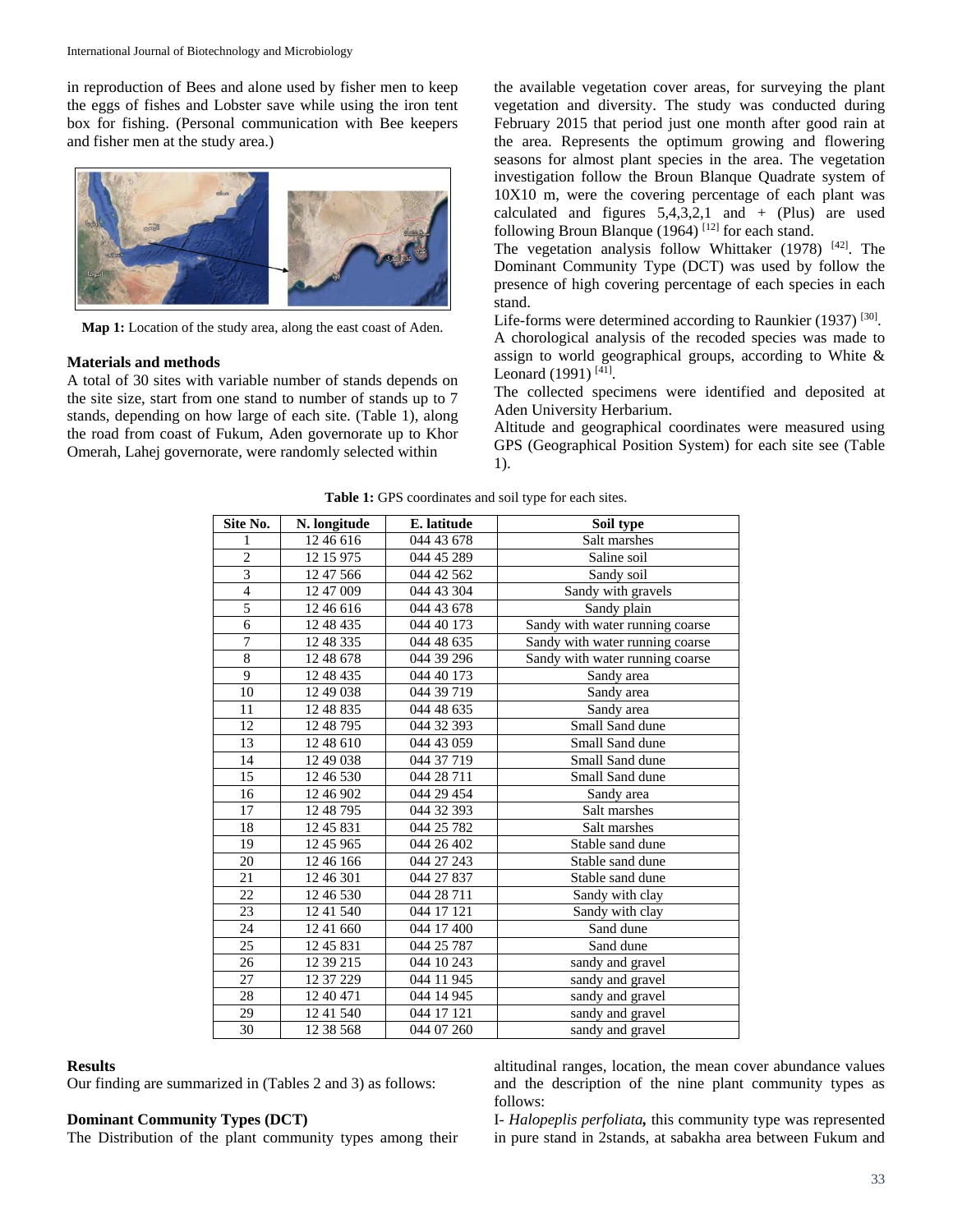in reproduction of Bees and alone used by fisher men to keep the eggs of fishes and Lobster save while using the iron tent box for fishing. (Personal communication with Bee keepers and fisher men at the study area.)

**Map 1:** Location of the study area, along the east coast of Aden.

### Materials and methods

A total of 30 sites with variable number of stands depends on the site size, start from one stand to number of stands up to 7 stands, depending on how large of each site. (Table 1), along the road from coast of Fukum, Aden governorate up to Khor Omerah, Lahej governorate, were randomly selected within the available vegetation cover areas, for surveying the plant vegetation and diversity. The study was conducted during February 2015 that period just one month after good rain at the area. Represents the optimum growing and flowering seasons for almost plant species in the area. The vegetation investigation follow the Broun Blanque Quadrate system of 10X10 m, were the covering percentage of each plant was calculated and figures 5,4,3,2,1 and + (Plus) are used following Broun Blanque (1964) [12] for each stand.

The vegetation analysis follow Whittaker (1978) [42]. The Dominant Community Type (DCT) was used by follow the presence of high covering percentage of each species in each stand.

Life-forms were determined according to Raunkier (1937) [30].

A chorological analysis of the recoded species was made to assign to world geographical groups, according to White & Leonard (1991) [41].

The collected specimens were identified and deposited at Aden University Herbarium.

Altitude and geographical coordinates were measured using GPS (Geographical Position System) for each site see (Table 1).

**Table 1:** GPS coordinates and soil type for each sites.

| Site No. | N. longitude | E. latitude | Soil type |
|---|---|---|---|
| 1 | 12 46 616 | 044 43 678 | Salt marshes |
| 2 | 12 15 975 | 044 45 289 | Saline soil |
| 3 | 12 47 566 | 044 42 562 | Sandy soil |
| 4 | 12 47 009 | 044 43 304 | Sandy with gravels |
| 5 | 12 46 616 | 044 43 678 | Sandy plain |
| 6 | 12 48 435 | 044 40 173 | Sandy with water running coarse |
| 7 | 12 48 335 | 044 48 635 | Sandy with water running coarse |
| 8 | 12 48 678 | 044 39 296 | Sandy with water running coarse |
| 9 | 12 48 435 | 044 40 173 | Sandy area |
| 10 | 12 49 038 | 044 39 719 | Sandy area |
| 11 | 12 48 835 | 044 48 635 | Sandy area |
| 12 | 12 48 795 | 044 32 393 | Small Sand dune |
| 13 | 12 48 610 | 044 43 059 | Small Sand dune |
| 14 | 12 49 038 | 044 37 719 | Small Sand dune |
| 15 | 12 46 530 | 044 28 711 | Small Sand dune |
| 16 | 12 46 902 | 044 29 454 | Sandy area |
| 17 | 12 48 795 | 044 32 393 | Salt marshes |
| 18 | 12 45 831 | 044 25 782 | Salt marshes |
| 19 | 12 45 965 | 044 26 402 | Stable sand dune |
| 20 | 12 46 166 | 044 27 243 | Stable sand dune |
| 21 | 12 46 301 | 044 27 837 | Stable sand dune |
| 22 | 12 46 530 | 044 28 711 | Sandy with clay |
| 23 | 12 41 540 | 044 17 121 | Sandy with clay |
| 24 | 12 41 660 | 044 17 400 | Sand dune |
| 25 | 12 45 831 | 044 25 787 | Sand dune |
| 26 | 12 39 215 | 044 10 243 | sandy and gravel |
| 27 | 12 37 229 | 044 11 945 | sandy and gravel |
| 28 | 12 40 471 | 044 14 945 | sandy and gravel |
| 29 | 12 41 540 | 044 17 121 | sandy and gravel |
| 30 | 12 38 568 | 044 07 260 | sandy and gravel |

### Results

Our finding are summarized in (Tables 2 and 3) as follows:

### Dominant Community Types (DCT)

The Distribution of the plant community types among their altitudinal ranges, location, the mean cover abundance values and the description of the nine plant community types as follows:

I- *Halopeplis perfoliata***,** this community type was represented in pure stand in 2stands, at sabakha area between Fukum and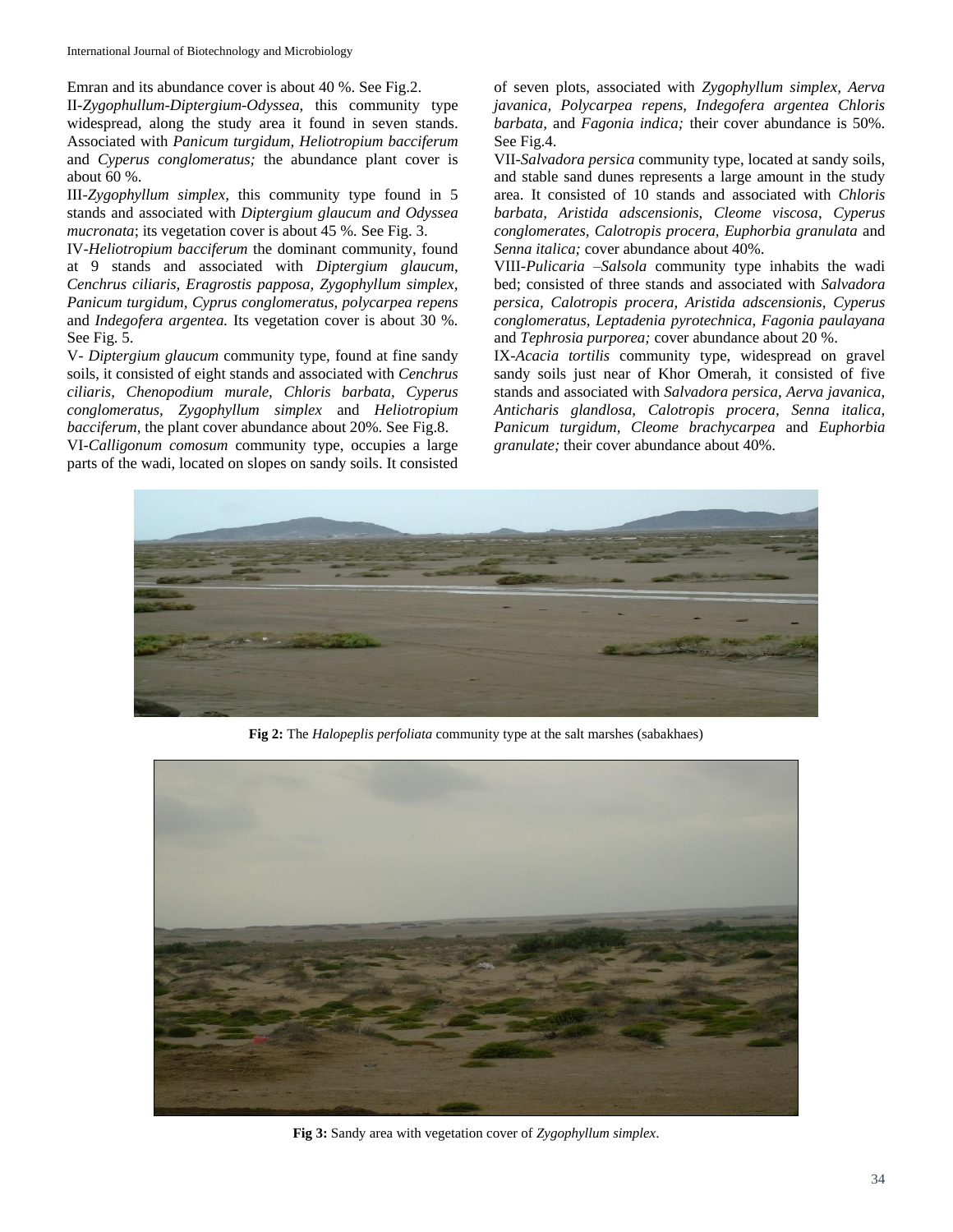Emran and its abundance cover is about 40 %. See Fig.2.

II-*Zygophullum-Diptergium-Odyssea*, this community type widespread, along the study area it found in seven stands. Associated with *Panicum turgidum, Heliotropium bacciferum* and *Cyperus conglomeratus;* the abundance plant cover is about 60 %.

III-*Zygophyllum simplex,* this community type found in 5 stands and associated with *Diptergium glaucum and Odyssea mucronata*; its vegetation cover is about 45 %. See Fig. 3.

IV-*Heliotropium bacciferum* the dominant community, found at 9 stands and associated with *Diptergium glaucum*, *Cenchrus ciliaris, Eragrostis papposa, Zygophyllum simplex, Panicum turgidum*, *Cyprus conglomeratus, polycarpea repens* and *Indegofera argentea.* Its vegetation cover is about 30 %. See Fig. 5.

V- *Diptergium glaucum* community type, found at fine sandy soils, it consisted of eight stands and associated with *Cenchrus ciliaris, Chenopodium murale, Chloris barbata, Cyperus conglomeratus, Zygophyllum simplex* and *Heliotropium bacciferum*, the plant cover abundance about 20%. See Fig.8.

VI-*Calligonum comosum* community type, occupies a large parts of the wadi, located on slopes on sandy soils. It consisted of seven plots, associated with *Zygophyllum simplex, Aerva javanica, Polycarpea repens, Indegofera argentea Chloris barbata,* and *Fagonia indica;* their cover abundance is 50%. See Fig.4.

VII-*Salvadora persica* community type, located at sandy soils, and stable sand dunes represents a large amount in the study area. It consisted of 10 stands and associated with *Chloris barbata, Aristida adscensionis, Cleome viscosa*, *Cyperus conglomerates, Calotropis procera, Euphorbia granulata* and *Senna italica;* cover abundance about 40%.

VIII-*Pulicaria –Salsola* community type inhabits the wadi bed; consisted of three stands and associated with *Salvadora persica, Calotropis procera, Aristida adscensionis*, *Cyperus conglomeratus, Leptadenia pyrotechnica, Fagonia paulayana* and *Tephrosia purporea;* cover abundance about 20 %.

IX-*Acacia tortilis* community type, widespread on gravel sandy soils just near of Khor Omerah, it consisted of five stands and associated with *Salvadora persica*, *Aerva javanica, Anticharis glandlosa, Calotropis procera, Senna italica, Panicum turgidum, Cleome brachycarpea* and *Euphorbia granulate;* their cover abundance about 40%.

**Fig 2:** The *Halopeplis perfoliata* community type at the salt marshes (sabakhaes)

**Fig 3:** Sandy area with vegetation cover of *Zygophyllum simplex*.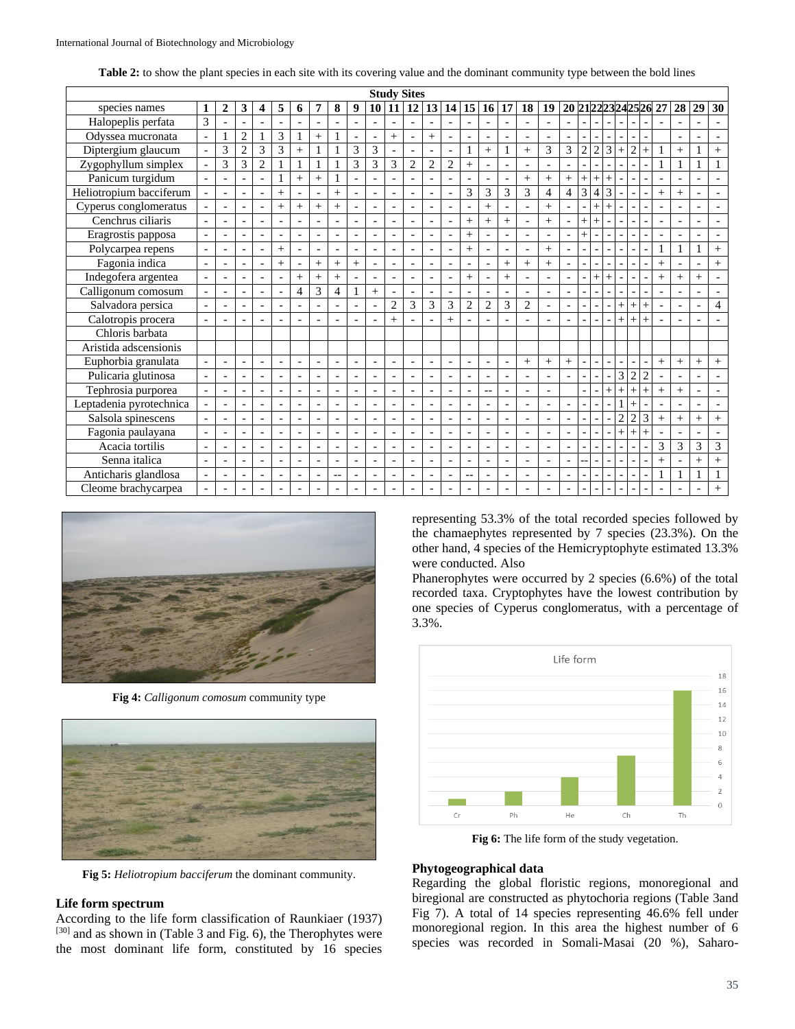**Table 2:** to show the plant species in each site with its covering value and the dominant community type between the bold lines

| species names | Study Sites | | | | | | | | | | | | | | | | | | | | | | | | | | | | | |
|---|---|---|---|---|---|---|---|---|---|---|---|---|---|---|---|---|---|---|---|---|---|---|---|---|---|---|---|---|---|---|
| | 1 | 2 | 3 | 4 | 5 | 6 | 7 | 8 | 9 | 10 | 11 | 12 | 13 | 14 | 15 | 16 | 17 | 18 | 19 | 20 | 21 | 22 | 23 | 24 | 25 | 26 | 27 | 28 | 29 | 30 |
| Halopeplis perfata | 3 | - | - | - | - | - | - | - | - | - | - | - | - | - | - | - | - | - | - | - | - | - | - | - | - | - | - | - | - | - |
| Odyssea mucronata | - | 1 | 2 | 1 | 3 | 1 | + | 1 | - | - | + | - | + | - | - | - | - | - | - | - | - | - | - | - | - | - | | - | - | - |
| Diptergium glaucum | - | 3 | 2 | 3 | 3 | + | 1 | 1 | 3 | 3 | - | - | - | - | 1 | + | 1 | + | 3 | 3 | 2 | 2 | 3 | + | 2 | + | 1 | + | 1 | + |
| Zygophyllum simplex | - | 3 | 3 | 2 | 1 | 1 | 1 | 1 | 3 | 3 | 3 | 2 | 2 | 2 | + | - | - | - | - | - | - | - | - | - | - | - | 1 | 1 | 1 | 1 |
| Panicum turgidum | - | - | - | - | 1 | + | + | 1 | - | - | - | - | - | - | - | - | - | + | + | + | + | + | + | - | - | - | - | - | - | - |
| Heliotropium bacciferum | - | - | - | - | + | - | - | + | - | - | - | - | - | - | 3 | 3 | 3 | 3 | 4 | 4 | 3 | 4 | 3 | - | - | - | + | + | - | - |
| Cyperus conglomeratus | - | - | - | - | + | + | + | + | - | - | - | - | - | - | - | + | - | - | + | - | - | + | + | - | - | - | - | - | - | - |
| Cenchrus ciliaris | - | - | - | - | - | - | - | - | - | - | - | - | - | - | + | + | + | - | + | - | + | + | - | - | - | - | - | - | - | - |
| Eragrostis papposa | - | - | - | - | - | - | - | - | - | - | - | - | - | - | + | - | - | - | - | - | + | - | - | - | - | - | - | - | - | - |
| Polycarpea repens | - | - | - | - | + | - | - | - | - | - | - | - | - | - | + | - | - | - | + | - | - | - | - | - | - | - | 1 | 1 | 1 | + |
| Fagonia indica | - | - | - | - | + | - | + | + | + | - | - | - | - | - | - | - | + | + | + | - | - | - | - | - | - | - | + | - | - | + |
| Indegofera argentea | - | - | - | - | - | + | + | + | - | - | - | - | - | - | + | - | + | - | - | - | - | + | + | - | - | - | + | + | + | - |
| Calligonum comosum | - | - | - | - | - | 4 | 3 | 4 | 1 | + | - | - | - | - | - | - | - | - | - | - | - | - | - | - | - | - | - | - | - | - |
| Salvadora persica | - | - | - | - | - | - | - | - | - | - | 2 | 3 | 3 | 3 | 2 | 2 | 3 | 2 | - | - | - | - | - | + | + | + | - | - | - | 4 |
| Calotropis procera | - | - | - | - | - | - | - | - | - | - | + | - | - | + | - | - | - | - | - | - | - | - | - | + | + | + | - | - | - | - |
| Chloris barbata | | | | | | | | | | | | | | | | | | | | | | | | | | | | | | |
| Aristida adscensionis | | | | | | | | | | | | | | | | | | | | | | | | | | | | | | |
| Euphorbia granulata | - | - | - | - | - | - | - | - | - | - | - | - | - | - | - | - | - | + | + | + | - | - | - | - | - | - | + | + | + | + |
| Pulicaria glutinosa | - | - | - | - | - | - | - | - | - | - | - | - | - | - | - | - | - | - | - | - | - | - | - | 3 | 2 | 2 | - | - | - | - |
| Tephrosia purporea | - | - | - | - | - | - | - | - | - | - | - | - | - | - | - | -- | - | - | - | | - | - | + | + | + | + | + | + | - | - |
| Leptadenia pyrotechnica | - | - | - | - | - | - | - | - | - | - | - | - | - | - | - | - | - | - | - | - | - | - | - | 1 | + | - | - | - | - | - |
| Salsola spinescens | - | - | - | - | - | - | - | - | - | - | - | - | - | - | - | - | - | - | - | - | - | - | - | 2 | 2 | 3 | + | + | + | + |
| Fagonia paulayana | - | - | - | - | - | - | - | - | - | - | - | - | - | - | - | - | - | - | - | - | - | - | - | + | + | + | - | - | - | - |
| Acacia tortilis | - | - | - | - | - | - | - | - | - | - | - | - | - | - | - | - | - | - | - | - | - | - | - | - | - | - | 3 | 3 | 3 | 3 |
| Senna italica | - | - | - | - | - | - | - | - | - | - | - | - | - | - | - | - | - | - | - | - | - | -- | - | - | - | - | + | - | + | + |
| Anticharis glandlosa | - | - | - | - | - | - | - | -- | - | - | - | - | - | - | -- | - | - | - | - | - | - | - | - | - | - | - | 1 | 1 | 1 | 1 |
| Cleome brachycarpea | - | - | - | - | - | - | - | - | - | - | - | - | - | - | - | - | - | - | - | - | - | - | - | - | - | - | - | - | - | + |

**Fig 4:** *Calligonum comosum* community type

**Fig 5:** *Heliotropium bacciferum* the dominant community.

### Life form spectrum

According to the life form classification of Raunkiaer (1937) [30] and as shown in (Table 3 and Fig. 6), the Therophytes were the most dominant life form, constituted by 16 species representing 53.3% of the total recorded species followed by the chamaephytes represented by 7 species (23.3%). On the other hand, 4 species of the Hemicryptophyte estimated 13.3% were conducted. Also

Phanerophytes were occurred by 2 species (6.6%) of the total recorded taxa. Cryptophytes have the lowest contribution by one species of Cyperus conglomeratus, with a percentage of 3.3%.

**Fig 6:** The life form of the study vegetation.

### Phytogeographical data

Regarding the global floristic regions, monoregional and biregional are constructed as phytochoria regions (Table 3and Fig 7). A total of 14 species representing 46.6% fell under monoregional region. In this area the highest number of 6 species was recorded in Somali-Masai (20 %), Saharo-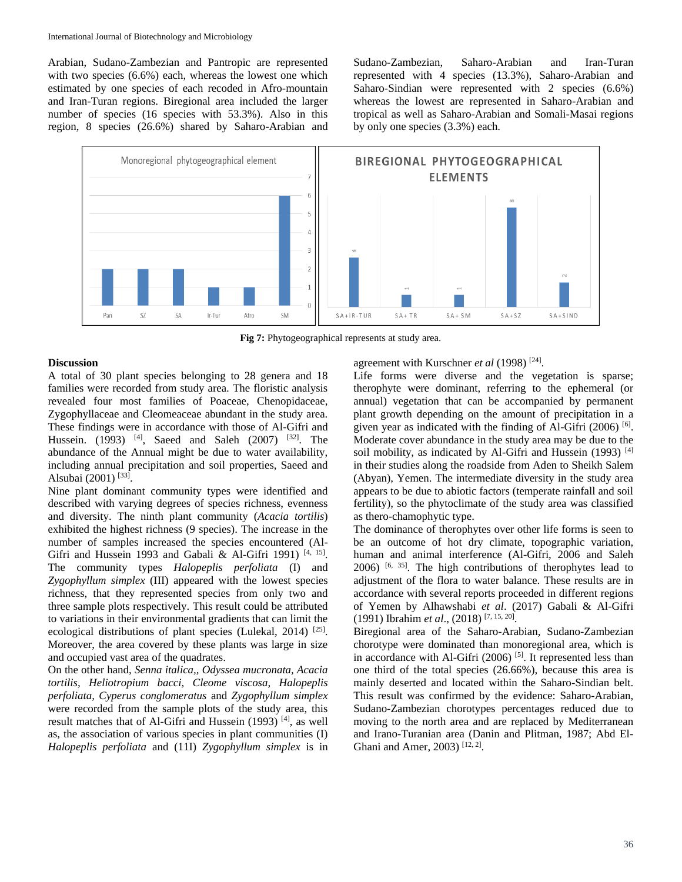Arabian, Sudano-Zambezian and Pantropic are represented with two species (6.6%) each, whereas the lowest one which estimated by one species of each recoded in Afro-mountain and Iran-Turan regions. Biregional area included the larger number of species (16 species with 53.3%). Also in this region, 8 species (26.6%) shared by Saharo-Arabian and Sudano-Zambezian, Saharo-Arabian and Iran-Turan represented with 4 species (13.3%), Saharo-Arabian and Saharo-Sindian were represented with 2 species (6.6%) whereas the lowest are represented in Saharo-Arabian and tropical as well as Saharo-Arabian and Somali-Masai regions by only one species (3.3%) each.

**Fig 7:** Phytogeographical represents at study area.

## Discussion

A total of 30 plant species belonging to 28 genera and 18 families were recorded from study area. The floristic analysis revealed four most families of Poaceae, Chenopidaceae, Zygophyllaceae and Cleomeaceae abundant in the study area. These findings were in accordance with those of Al-Gifri and Hussein. (1993) [4], Saeed and Saleh (2007) [32]. The abundance of the Annual might be due to water availability, including annual precipitation and soil properties, Saeed and Alsubai (2001) [33].

Nine plant dominant community types were identified and described with varying degrees of species richness, evenness and diversity. The ninth plant community (*Acacia tortilis*) exhibited the highest richness (9 species). The increase in the number of samples increased the species encountered (Al-Gifri and Hussein 1993 and Gabali & Al-Gifri 1991) [4, 15]. The community types *Halopeplis perfoliata* (I) and *Zygophyllum simplex* (III) appeared with the lowest species richness, that they represented species from only two and three sample plots respectively. This result could be attributed to variations in their environmental gradients that can limit the ecological distributions of plant species (Lulekal, 2014) [25]. Moreover, the area covered by these plants was large in size and occupied vast area of the quadrates.

On the other hand, *Senna italica,, Odyssea mucronata, Acacia tortilis, Heliotropium bacci, Cleome viscosa, Halopeplis perfoliata, Cyperus conglomeratus* and *Zygophyllum simplex* were recorded from the sample plots of the study area, this result matches that of Al-Gifri and Hussein (1993) [4], as well as, the association of various species in plant communities (I) *Halopeplis perfoliata* and (11I) *Zygophyllum simplex* is in agreement with Kurschner *et al* (1998) [24].

Life forms were diverse and the vegetation is sparse; therophyte were dominant, referring to the ephemeral (or annual) vegetation that can be accompanied by permanent plant growth depending on the amount of precipitation in a given year as indicated with the finding of Al-Gifri (2006) [6]. Moderate cover abundance in the study area may be due to the soil mobility, as indicated by Al-Gifri and Hussein (1993) [4] in their studies along the roadside from Aden to Sheikh Salem (Abyan), Yemen. The intermediate diversity in the study area appears to be due to abiotic factors (temperate rainfall and soil fertility), so the phytoclimate of the study area was classified as thero-chamophytic type.

The dominance of therophytes over other life forms is seen to be an outcome of hot dry climate, topographic variation, human and animal interference (Al-Gifri, 2006 and Saleh 2006) [6, 35]. The high contributions of therophytes lead to adjustment of the flora to water balance. These results are in accordance with several reports proceeded in different regions of Yemen by Alhawshabi *et al*. (2017) Gabali & Al-Gifri (1991) Ibrahim *et al*., (2018) [7, 15, 20].

Biregional area of the Saharo-Arabian, Sudano-Zambezian chorotype were dominated than monoregional area, which is in accordance with Al-Gifri (2006) [5]. It represented less than one third of the total species (26.66%), because this area is mainly deserted and located within the Saharo-Sindian belt. This result was confirmed by the evidence: Saharo-Arabian, Sudano-Zambezian chorotypes percentages reduced due to moving to the north area and are replaced by Mediterranean and Irano-Turanian area (Danin and Plitman, 1987; Abd El-Ghani and Amer, 2003) [12, 2].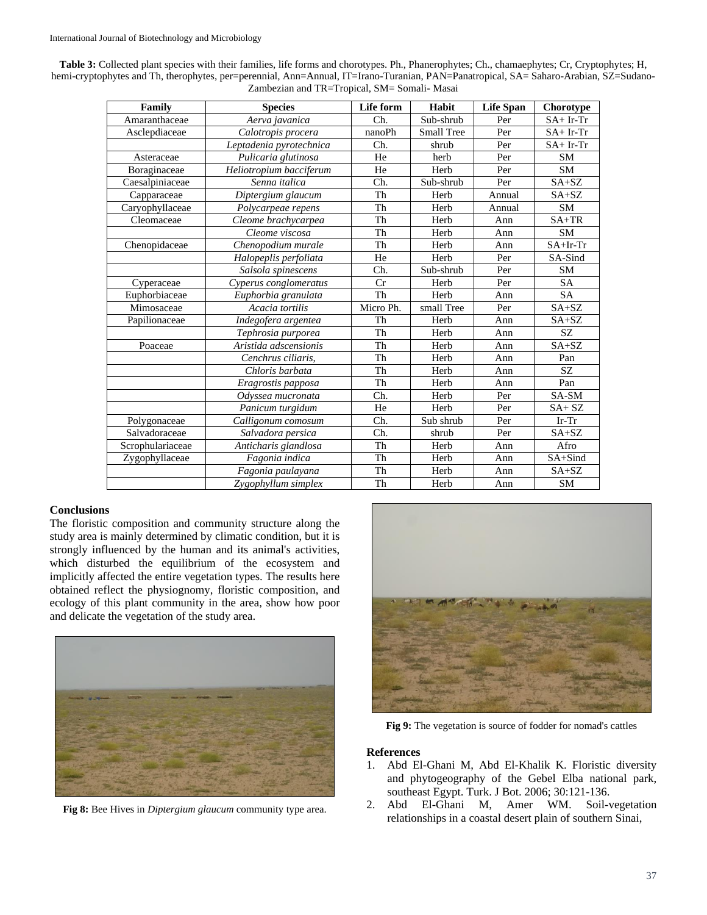**Table 3:** Collected plant species with their families, life forms and chorotypes. Ph., Phanerophytes; Ch., chamaephytes; Cr, Cryptophytes; H, hemi-cryptophytes and Th, therophytes, per=perennial, Ann=Annual, IT=Irano-Turanian, PAN=Panatropical, SA= Saharo-Arabian, SZ=Sudano-Zambezian and TR=Tropical, SM= Somali- Masai

| Family | Species | Life form | Habit | Life Span | Chorotype |
|---|---|---|---|---|---|
| Amaranthaceae | *Aerva javanica* | Ch. | Sub-shrub | Per | SA+ Ir-Tr |
| Asclepdiaceae | *Calotropis procera* | nanoPh | Small Tree | Per | SA+ Ir-Tr |
| | *Leptadenia pyrotechnica* | Ch. | shrub | Per | SA+ Ir-Tr |
| Asteraceae | *Pulicaria glutinosa* | He | herb | Per | SM |
| Boraginaceae | *Heliotropium bacciferum* | He | Herb | Per | SM |
| Caesalpiniaceae | *Senna italica* | Ch. | Sub-shrub | Per | SA+SZ |
| Capparaceae | *Diptergium glaucum* | Th | Herb | Annual | SA+SZ |
| Caryophyllaceae | *Polycarpeae repens* | Th | Herb | Annual | SM |
| Cleomaceae | *Cleome brachycarpea* | Th | Herb | Ann | SA+TR |
| | *Cleome viscosa* | Th | Herb | Ann | SM |
| Chenopidaceae | *Chenopodium murale* | Th | Herb | Ann | SA+Ir-Tr |
| | *Halopeplis perfoliata* | He | Herb | Per | SA-Sind |
| | *Salsola spinescens* | Ch. | Sub-shrub | Per | SM |
| Cyperaceae | *Cyperus conglomeratus* | Cr | Herb | Per | SA |
| Euphorbiaceae | *Euphorbia granulata* | Th | Herb | Ann | SA |
| Mimosaceae | *Acacia tortilis* | Micro Ph. | small Tree | Per | SA+SZ |
| Papilionaceae | *Indegofera argentea* | Th | Herb | Ann | SA+SZ |
| | *Tephrosia purporea* | Th | Herb | Ann | SZ |
| Poaceae | *Aristida adscensionis* | Th | Herb | Ann | SA+SZ |
| | *Cenchrus ciliaris,* | Th | Herb | Ann | Pan |
| | *Chloris barbata* | Th | Herb | Ann | SZ |
| | *Eragrostis papposa* | Th | Herb | Ann | Pan |
| | *Odyssea mucronata* | Ch. | Herb | Per | SA-SM |
| | *Panicum turgidum* | He | Herb | Per | SA+ SZ |
| Polygonaceae | *Calligonum comosum* | Ch. | Sub shrub | Per | Ir-Tr |
| Salvadoraceae | *Salvadora persica* | Ch. | shrub | Per | SA+SZ |
| Scrophulariaceae | *Anticharis glandlosa* | Th | Herb | Ann | Afro |
| Zygophyllaceae | *Fagonia indica* | Th | Herb | Ann | SA+Sind |
| | *Fagonia paulayana* | Th | Herb | Ann | SA+SZ |
| | *Zygophyllum simplex* | Th | Herb | Ann | SM |

## Conclusions

The floristic composition and community structure along the study area is mainly determined by climatic condition, but it is strongly influenced by the human and its animal's activities, which disturbed the equilibrium of the ecosystem and implicitly affected the entire vegetation types. The results here obtained reflect the physiognomy, floristic composition, and ecology of this plant community in the area, show how poor and delicate the vegetation of the study area.

**Fig 8:** Bee Hives in *Diptergium glaucum* community type area.

**Fig 9:** The vegetation is source of fodder for nomad's cattles

## References

1. Abd El-Ghani M, Abd El-Khalik K. Floristic diversity and phytogeography of the Gebel Elba national park, southeast Egypt. Turk. J Bot. 2006; 30:121-136.
2. Abd El-Ghani M, Amer WM. Soil-vegetation relationships in a coastal desert plain of southern Sinai,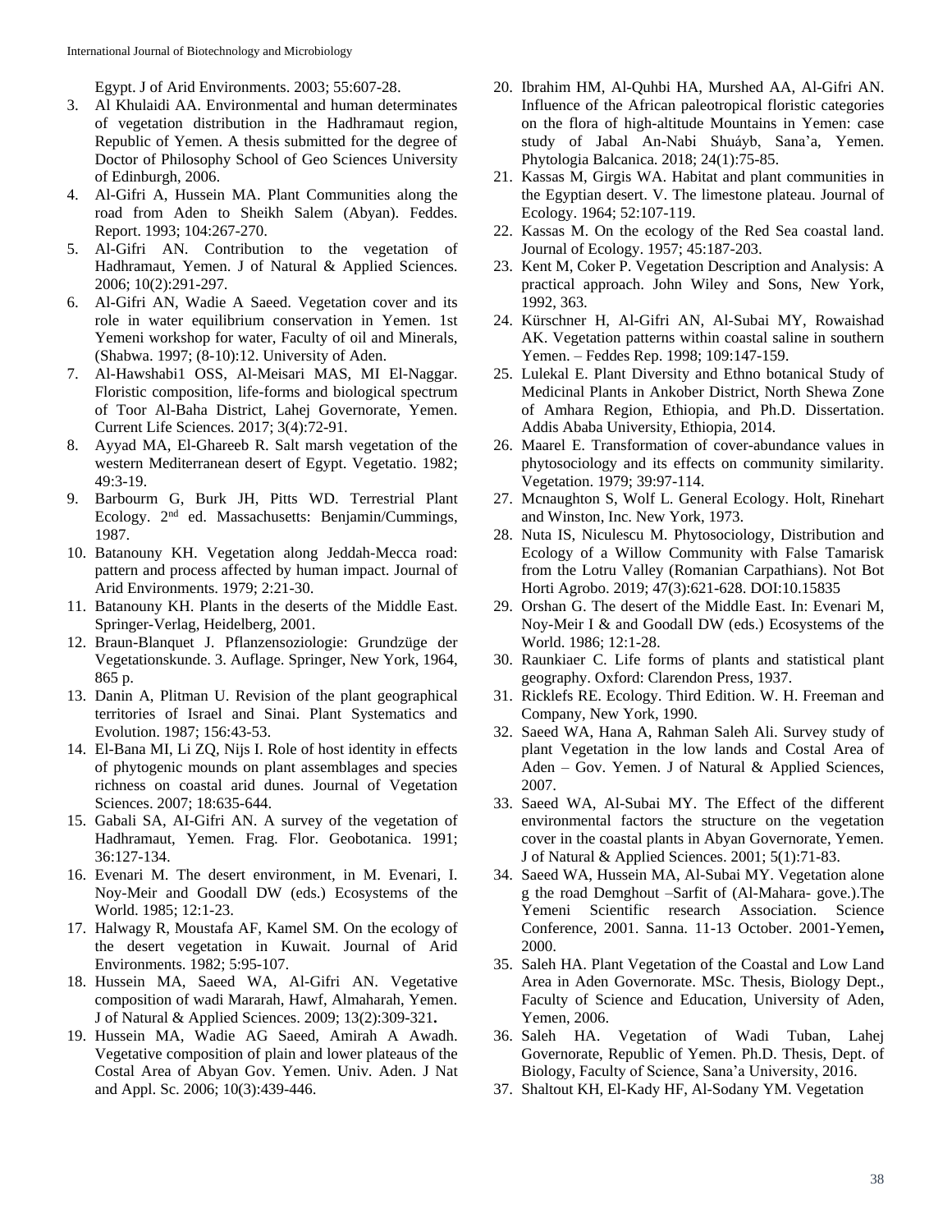Egypt. J of Arid Environments. 2003; 55:607-28.

3. Al Khulaidi AA. Environmental and human determinates of vegetation distribution in the Hadhramaut region, Republic of Yemen. A thesis submitted for the degree of Doctor of Philosophy School of Geo Sciences University of Edinburgh, 2006.
4. Al-Gifri A, Hussein MA. Plant Communities along the road from Aden to Sheikh Salem (Abyan). Feddes. Report. 1993; 104:267-270.
5. Al-Gifri AN. Contribution to the vegetation of Hadhramaut, Yemen. J of Natural & Applied Sciences. 2006; 10(2):291-297.
6. Al-Gifri AN, Wadie A Saeed. Vegetation cover and its role in water equilibrium conservation in Yemen. 1st Yemeni workshop for water, Faculty of oil and Minerals, (Shabwa. 1997; (8-10):12. University of Aden.
7. Al-Hawshabi1 OSS, Al-Meisari MAS, MI El-Naggar. Floristic composition, life-forms and biological spectrum of Toor Al-Baha District, Lahej Governorate, Yemen. Current Life Sciences. 2017; 3(4):72-91.
8. Ayyad MA, El-Ghareeb R. Salt marsh vegetation of the western Mediterranean desert of Egypt. Vegetatio. 1982; 49:3-19.
9. Barbourm G, Burk JH, Pitts WD. Terrestrial Plant Ecology. 2nd ed. Massachusetts: Benjamin/Cummings, 1987.
10. Batanouny KH. Vegetation along Jeddah-Mecca road: pattern and process affected by human impact. Journal of Arid Environments. 1979; 2:21-30.
11. Batanouny KH. Plants in the deserts of the Middle East. Springer-Verlag, Heidelberg, 2001.
12. Braun-Blanquet J. Pflanzensoziologie: Grundzüge der Vegetationskunde. 3. Auflage. Springer, New York, 1964, 865 p.
13. Danin A, Plitman U. Revision of the plant geographical territories of Israel and Sinai. Plant Systematics and Evolution. 1987; 156:43-53.
14. El-Bana MI, Li ZQ, Nijs I. Role of host identity in effects of phytogenic mounds on plant assemblages and species richness on coastal arid dunes. Journal of Vegetation Sciences. 2007; 18:635-644.
15. Gabali SA, AI-Gifri AN. A survey of the vegetation of Hadhramaut, Yemen. Frag. Flor. Geobotanica. 1991; 36:127-134.
16. Evenari M. The desert environment, in M. Evenari, I. Noy-Meir and Goodall DW (eds.) Ecosystems of the World. 1985; 12:1-23.
17. Halwagy R, Moustafa AF, Kamel SM. On the ecology of the desert vegetation in Kuwait. Journal of Arid Environments. 1982; 5:95-107.
18. Hussein MA, Saeed WA, Al-Gifri AN. Vegetative composition of wadi Mararah, Hawf, Almaharah, Yemen. J of Natural & Applied Sciences. 2009; 13(2):309-321**.**
19. Hussein MA, Wadie AG Saeed, Amirah A Awadh. Vegetative composition of plain and lower plateaus of the Costal Area of Abyan Gov. Yemen. Univ. Aden. J Nat and Appl. Sc. 2006; 10(3):439-446.
20. Ibrahim HM, Al-Quhbi HA, Murshed AA, Al-Gifri AN. Influence of the African paleotropical floristic categories on the flora of high-altitude Mountains in Yemen: case study of Jabal An-Nabi Shuáyb, Sana'a, Yemen. Phytologia Balcanica. 2018; 24(1):75-85.
21. Kassas M, Girgis WA. Habitat and plant communities in the Egyptian desert. V. The limestone plateau. Journal of Ecology. 1964; 52:107-119.
22. Kassas M. On the ecology of the Red Sea coastal land. Journal of Ecology. 1957; 45:187-203.
23. Kent M, Coker P. Vegetation Description and Analysis: A practical approach. John Wiley and Sons, New York, 1992, 363.
24. Kürschner H, Al-Gifri AN, Al-Subai MY, Rowaishad AK. Vegetation patterns within coastal saline in southern Yemen. – Feddes Rep. 1998; 109:147-159.
25. Lulekal E. Plant Diversity and Ethno botanical Study of Medicinal Plants in Ankober District, North Shewa Zone of Amhara Region, Ethiopia, and Ph.D. Dissertation. Addis Ababa University, Ethiopia, 2014.
26. Maarel E. Transformation of cover-abundance values in phytosociology and its effects on community similarity. Vegetation. 1979; 39:97-114.
27. Mcnaughton S, Wolf L. General Ecology. Holt, Rinehart and Winston, Inc. New York, 1973.
28. Nuta IS, Niculescu M. Phytosociology, Distribution and Ecology of a Willow Community with False Tamarisk from the Lotru Valley (Romanian Carpathians). Not Bot Horti Agrobo. 2019; 47(3):621-628. DOI:10.15835
29. Orshan G. The desert of the Middle East. In: Evenari M, Noy-Meir I & and Goodall DW (eds.) Ecosystems of the World. 1986; 12:1-28.
30. Raunkiaer C. Life forms of plants and statistical plant geography. Oxford: Clarendon Press, 1937.
31. Ricklefs RE. Ecology. Third Edition. W. H. Freeman and Company, New York, 1990.
32. Saeed WA, Hana A, Rahman Saleh Ali. Survey study of plant Vegetation in the low lands and Costal Area of Aden – Gov. Yemen. J of Natural & Applied Sciences, 2007.
33. Saeed WA, Al-Subai MY. The Effect of the different environmental factors the structure on the vegetation cover in the coastal plants in Abyan Governorate, Yemen. J of Natural & Applied Sciences. 2001; 5(1):71-83.
34. Saeed WA, Hussein MA, Al-Subai MY. Vegetation alone g the road Demghout –Sarfit of (Al-Mahara- gove.).The Yemeni Scientific research Association. Science Conference, 2001. Sanna. 11-13 October. 2001-Yemen**,** 2000.
35. Saleh HA. Plant Vegetation of the Coastal and Low Land Area in Aden Governorate. MSc. Thesis, Biology Dept., Faculty of Science and Education, University of Aden, Yemen, 2006.
36. Saleh HA. Vegetation of Wadi Tuban, Lahej Governorate, Republic of Yemen. Ph.D. Thesis, Dept. of Biology, Faculty of Science, Sana'a University, 2016.
37. Shaltout KH, El-Kady HF, Al-Sodany YM. Vegetation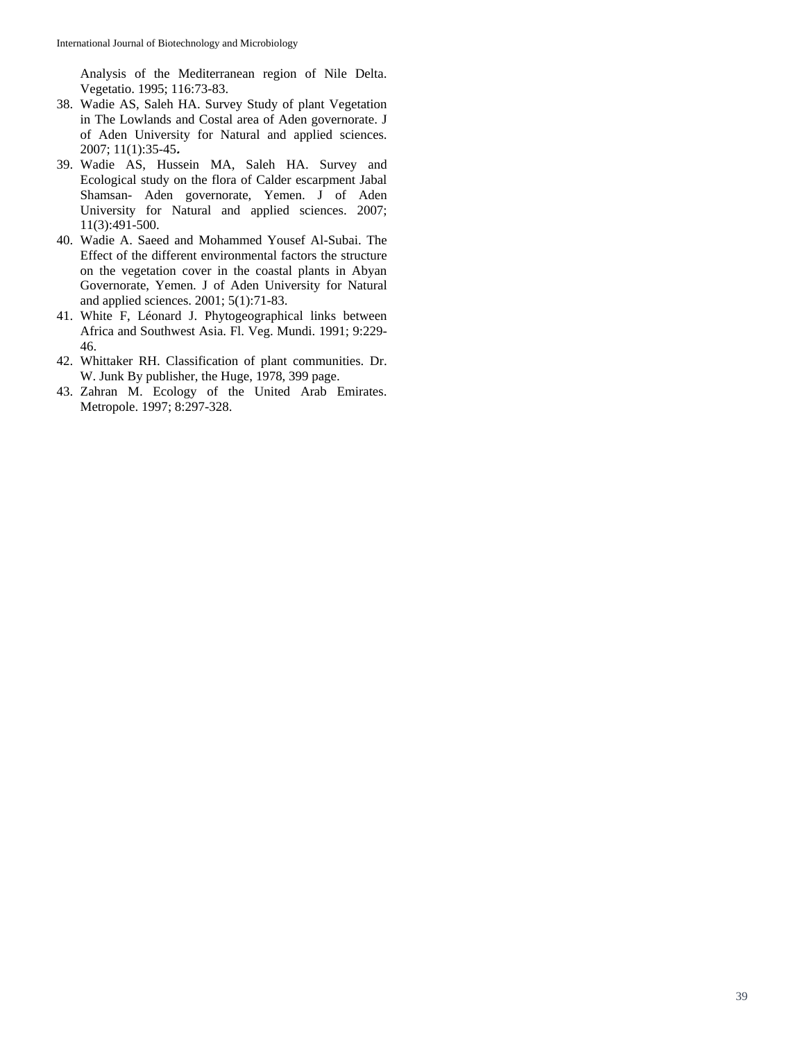Analysis of the Mediterranean region of Nile Delta. Vegetatio. 1995; 116:73-83.

38. Wadie AS, Saleh HA. Survey Study of plant Vegetation in The Lowlands and Costal area of Aden governorate. J of Aden University for Natural and applied sciences. 2007; 11(1):35-45.
39. Wadie AS, Hussein MA, Saleh HA. Survey and Ecological study on the flora of Calder escarpment Jabal Shamsan- Aden governorate, Yemen. J of Aden University for Natural and applied sciences. 2007; 11(3):491-500.
40. Wadie A. Saeed and Mohammed Yousef Al-Subai. The Effect of the different environmental factors the structure on the vegetation cover in the coastal plants in Abyan Governorate, Yemen. J of Aden University for Natural and applied sciences. 2001; 5(1):71-83.
41. White F, Léonard J. Phytogeographical links between Africa and Southwest Asia. Fl. Veg. Mundi. 1991; 9:229-46.
42. Whittaker RH. Classification of plant communities. Dr. W. Junk By publisher, the Huge, 1978, 399 page.
43. Zahran M. Ecology of the United Arab Emirates. Metropole. 1997; 8:297-328.